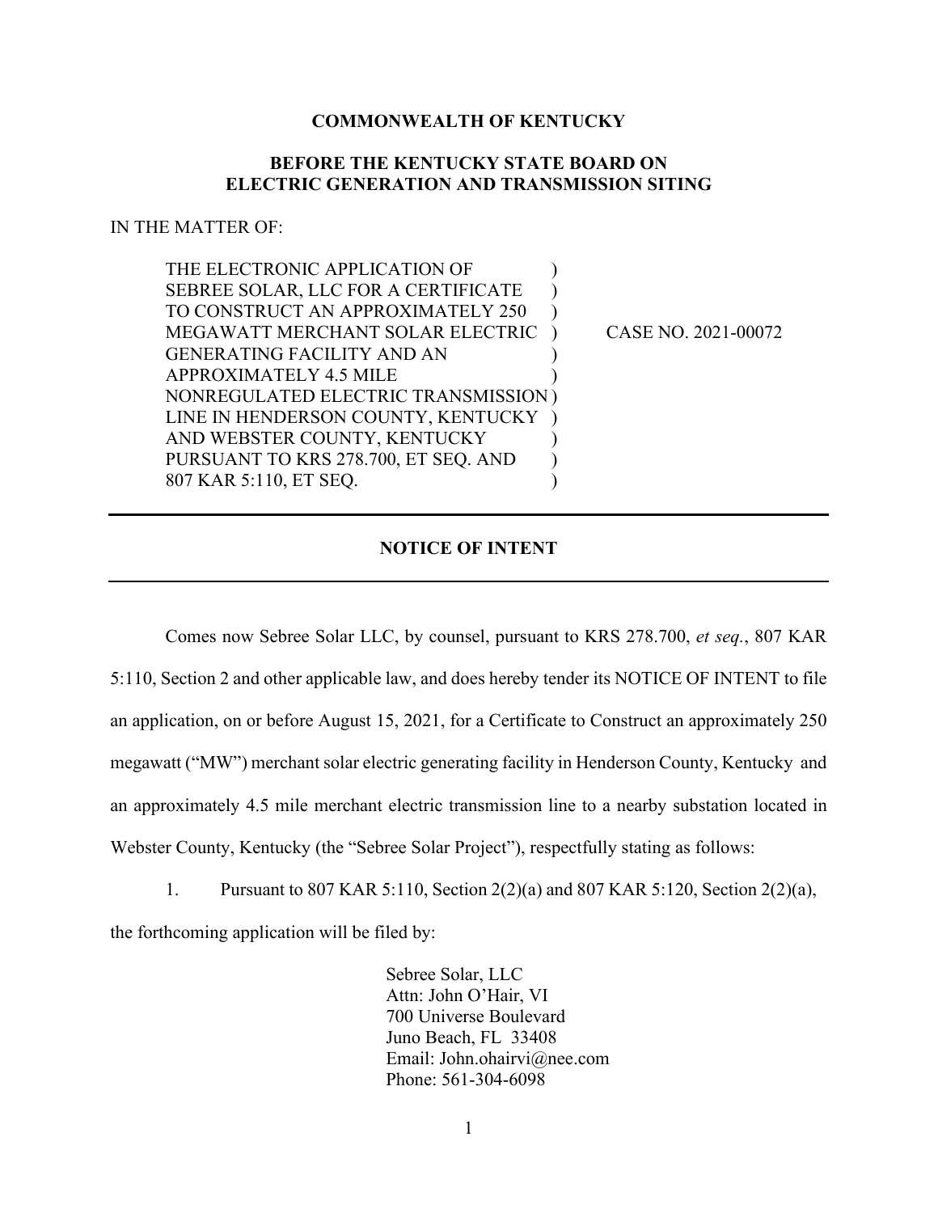**COMMONWEALTH OF KENTUCKY**

**BEFORE THE KENTUCKY STATE BOARD ON ELECTRIC GENERATION AND TRANSMISSION SITING**

IN THE MATTER OF:

| | | |
|---|---|---|
| THE ELECTRONIC APPLICATION OF SEBREE SOLAR, LLC FOR A CERTIFICATE TO CONSTRUCT AN APPROXIMATELY 250 MEGAWATT MERCHANT SOLAR ELECTRIC GENERATING FACILITY AND AN APPROXIMATELY 4.5 MILE NONREGULATED ELECTRIC TRANSMISSION LINE IN HENDERSON COUNTY, KENTUCKY AND WEBSTER COUNTY, KENTUCKY PURSUANT TO KRS 278.700, ET SEQ. AND 807 KAR 5:110, ET SEQ. | ) | CASE NO. 2021-00072 |

---

**NOTICE OF INTENT**

---

Comes now Sebree Solar LLC, by counsel, pursuant to KRS 278.700, *et seq.*, 807 KAR 5:110, Section 2 and other applicable law, and does hereby tender its NOTICE OF INTENT to file an application, on or before August 15, 2021, for a Certificate to Construct an approximately 250 megawatt ("MW") merchant solar electric generating facility in Henderson County, Kentucky and an approximately 4.5 mile merchant electric transmission line to a nearby substation located in Webster County, Kentucky (the "Sebree Solar Project"), respectfully stating as follows:

1. Pursuant to 807 KAR 5:110, Section 2(2)(a) and 807 KAR 5:120, Section 2(2)(a), the forthcoming application will be filed by:

   Sebree Solar, LLC
   Attn: John O'Hair, VI
   700 Universe Boulevard
   Juno Beach, FL 33408
   Email: John.ohairvi@nee.com
   Phone: 561-304-6098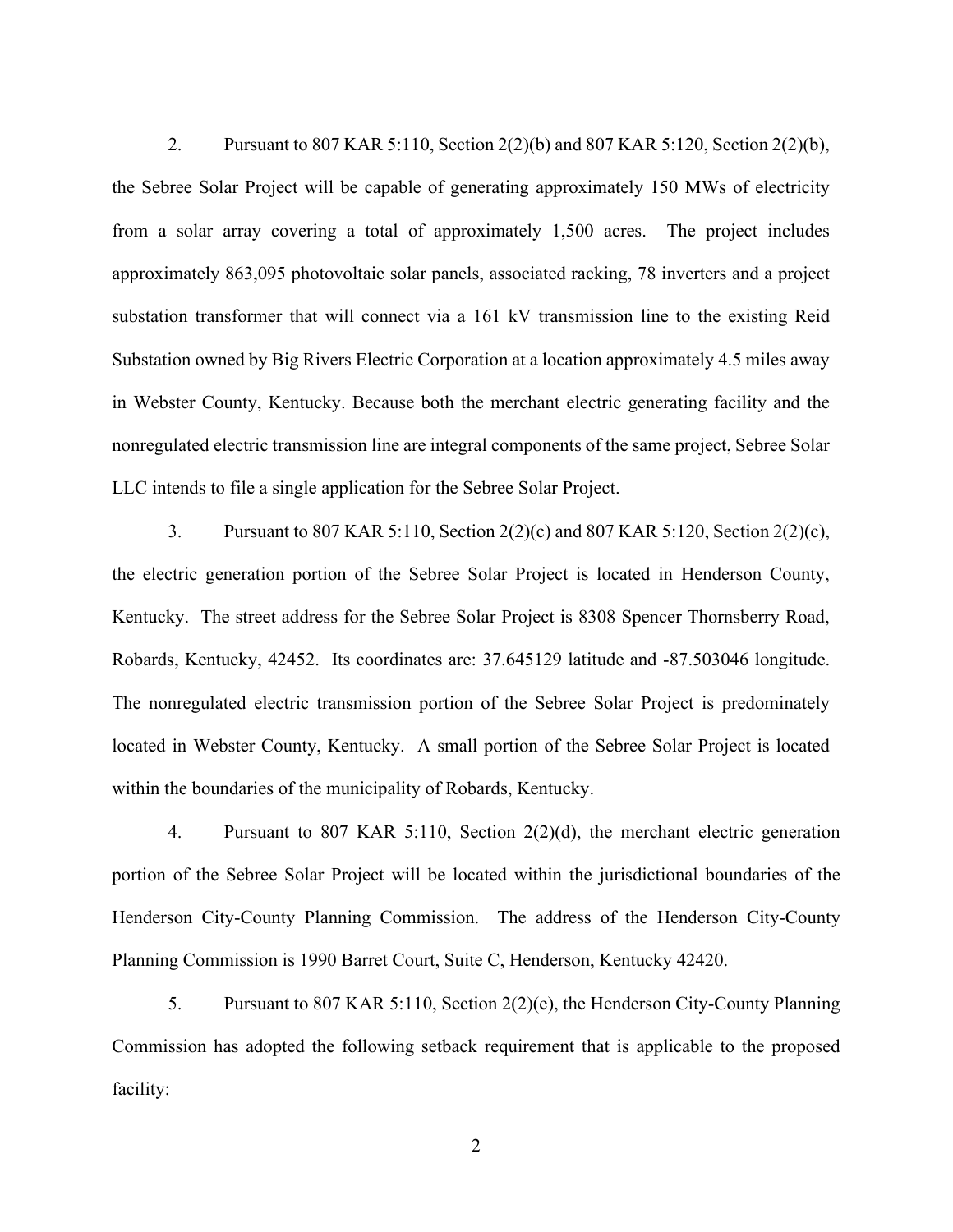2. Pursuant to 807 KAR 5:110, Section 2(2)(b) and 807 KAR 5:120, Section 2(2)(b), the Sebree Solar Project will be capable of generating approximately 150 MWs of electricity from a solar array covering a total of approximately 1,500 acres. The project includes approximately 863,095 photovoltaic solar panels, associated racking, 78 inverters and a project substation transformer that will connect via a 161 kV transmission line to the existing Reid Substation owned by Big Rivers Electric Corporation at a location approximately 4.5 miles away in Webster County, Kentucky. Because both the merchant electric generating facility and the nonregulated electric transmission line are integral components of the same project, Sebree Solar LLC intends to file a single application for the Sebree Solar Project.

3. Pursuant to 807 KAR 5:110, Section 2(2)(c) and 807 KAR 5:120, Section 2(2)(c), the electric generation portion of the Sebree Solar Project is located in Henderson County, Kentucky. The street address for the Sebree Solar Project is 8308 Spencer Thornsberry Road, Robards, Kentucky, 42452. Its coordinates are: 37.645129 latitude and -87.503046 longitude. The nonregulated electric transmission portion of the Sebree Solar Project is predominately located in Webster County, Kentucky. A small portion of the Sebree Solar Project is located within the boundaries of the municipality of Robards, Kentucky.

4. Pursuant to 807 KAR 5:110, Section 2(2)(d), the merchant electric generation portion of the Sebree Solar Project will be located within the jurisdictional boundaries of the Henderson City-County Planning Commission. The address of the Henderson City-County Planning Commission is 1990 Barret Court, Suite C, Henderson, Kentucky 42420.

5. Pursuant to 807 KAR 5:110, Section 2(2)(e), the Henderson City-County Planning Commission has adopted the following setback requirement that is applicable to the proposed facility: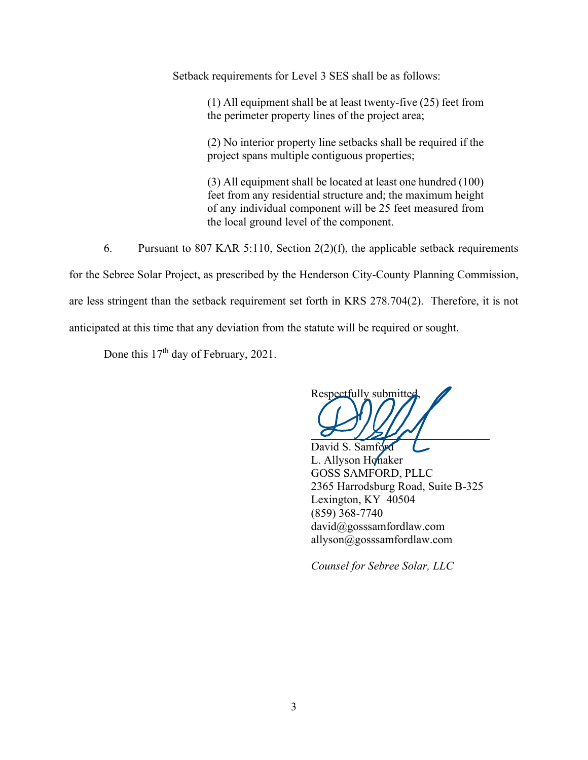Setback requirements for Level 3 SES shall be as follows:

> (1) All equipment shall be at least twenty-five (25) feet from the perimeter property lines of the project area;
>
> (2) No interior property line setbacks shall be required if the project spans multiple contiguous properties;
>
> (3) All equipment shall be located at least one hundred (100) feet from any residential structure and; the maximum height of any individual component will be 25 feet measured from the local ground level of the component.

6. Pursuant to 807 KAR 5:110, Section 2(2)(f), the applicable setback requirements for the Sebree Solar Project, as prescribed by the Henderson City-County Planning Commission, are less stringent than the setback requirement set forth in KRS 278.704(2). Therefore, it is not anticipated at this time that any deviation from the statute will be required or sought.

Done this 17th day of February, 2021.

Respectfully submitted,

David S. Samford
L. Allyson Honaker
GOSS SAMFORD, PLLC
2365 Harrodsburg Road, Suite B-325
Lexington, KY 40504
(859) 368-7740
david@gosssamfordlaw.com
allyson@gosssamfordlaw.com

*Counsel for Sebree Solar, LLC*